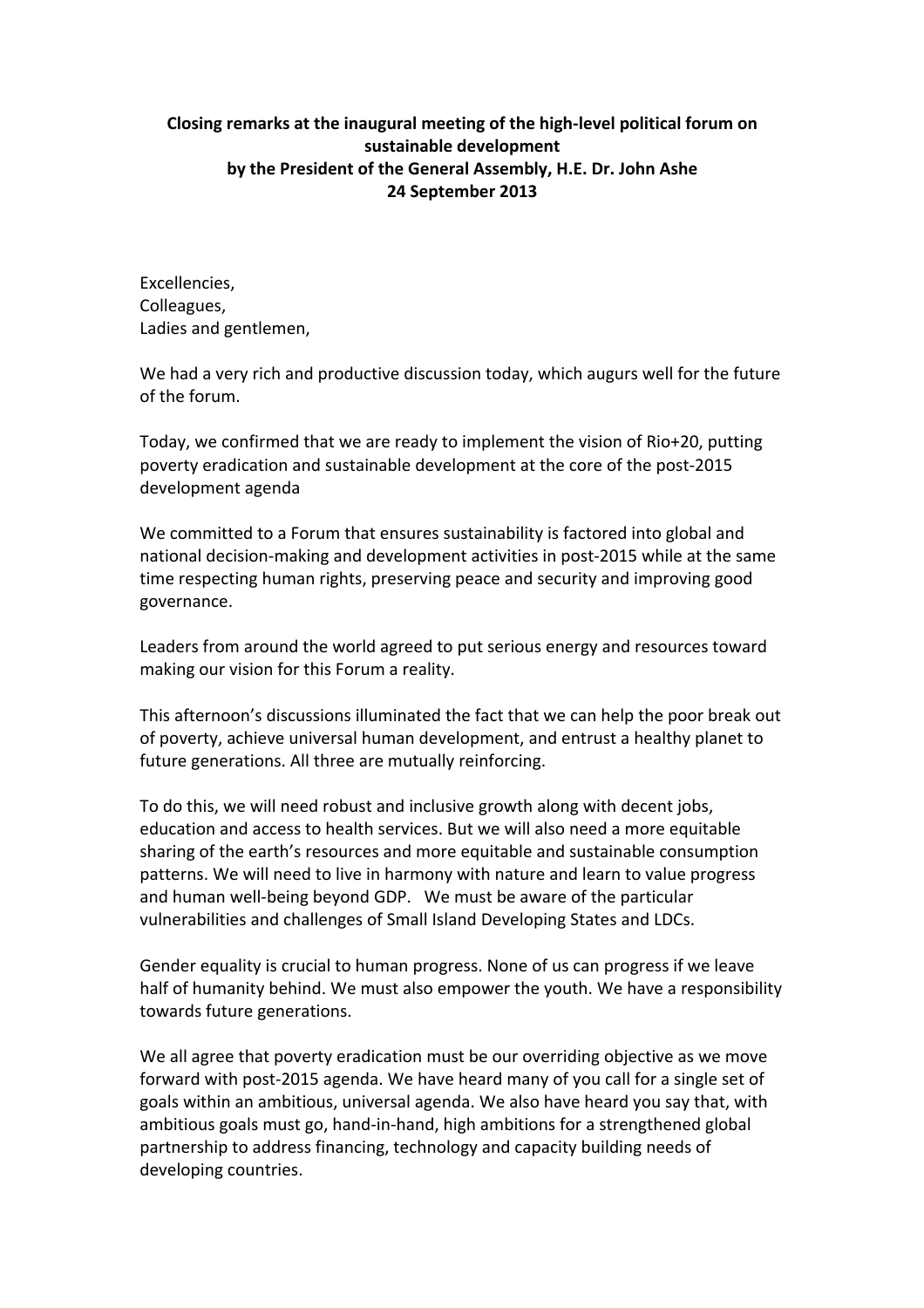**Closing remarks at the inaugural meeting of the high-level political forum on sustainable development**
**by the President of the General Assembly, H.E. Dr. John Ashe**
**24 September 2013**

Excellencies,
Colleagues,
Ladies and gentlemen,

We had a very rich and productive discussion today, which augurs well for the future of the forum.

Today, we confirmed that we are ready to implement the vision of Rio+20, putting poverty eradication and sustainable development at the core of the post-2015 development agenda

We committed to a Forum that ensures sustainability is factored into global and national decision-making and development activities in post-2015 while at the same time respecting human rights, preserving peace and security and improving good governance.

Leaders from around the world agreed to put serious energy and resources toward making our vision for this Forum a reality.

This afternoon's discussions illuminated the fact that we can help the poor break out of poverty, achieve universal human development, and entrust a healthy planet to future generations. All three are mutually reinforcing.

To do this, we will need robust and inclusive growth along with decent jobs, education and access to health services. But we will also need a more equitable sharing of the earth's resources and more equitable and sustainable consumption patterns. We will need to live in harmony with nature and learn to value progress and human well-being beyond GDP. We must be aware of the particular vulnerabilities and challenges of Small Island Developing States and LDCs.

Gender equality is crucial to human progress. None of us can progress if we leave half of humanity behind. We must also empower the youth. We have a responsibility towards future generations.

We all agree that poverty eradication must be our overriding objective as we move forward with post-2015 agenda. We have heard many of you call for a single set of goals within an ambitious, universal agenda. We also have heard you say that, with ambitious goals must go, hand-in-hand, high ambitions for a strengthened global partnership to address financing, technology and capacity building needs of developing countries.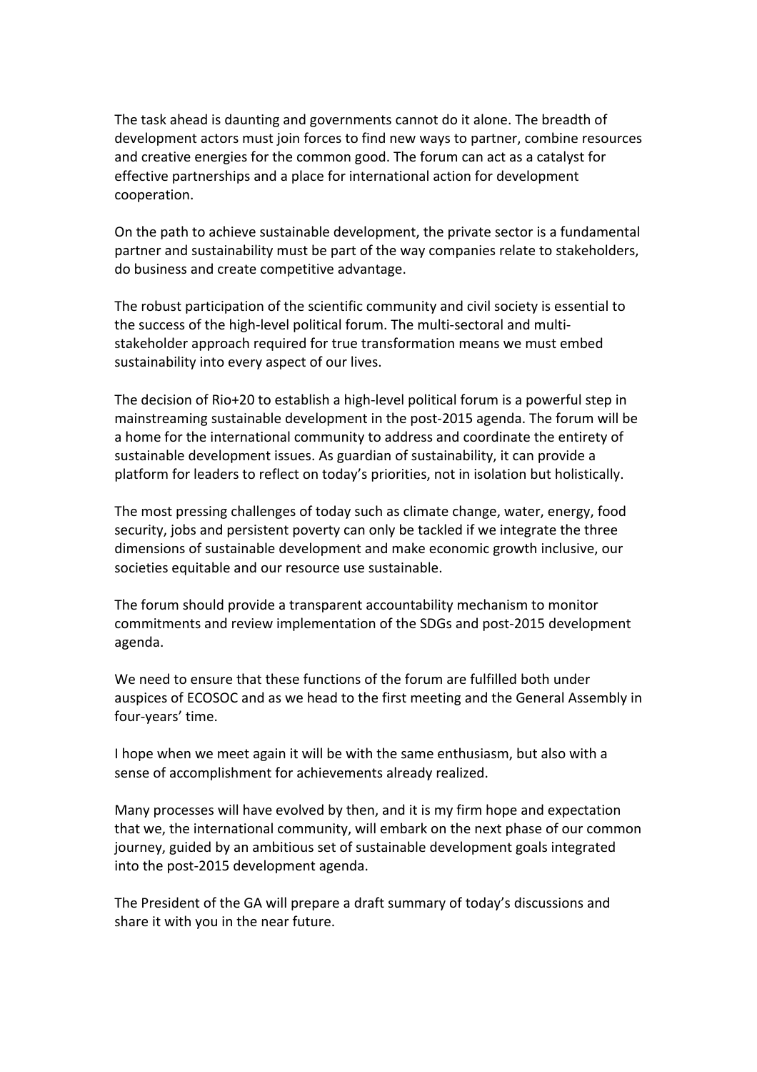The task ahead is daunting and governments cannot do it alone. The breadth of development actors must join forces to find new ways to partner, combine resources and creative energies for the common good. The forum can act as a catalyst for effective partnerships and a place for international action for development cooperation.

On the path to achieve sustainable development, the private sector is a fundamental partner and sustainability must be part of the way companies relate to stakeholders, do business and create competitive advantage.

The robust participation of the scientific community and civil society is essential to the success of the high-level political forum. The multi-sectoral and multi-stakeholder approach required for true transformation means we must embed sustainability into every aspect of our lives.

The decision of Rio+20 to establish a high-level political forum is a powerful step in mainstreaming sustainable development in the post-2015 agenda. The forum will be a home for the international community to address and coordinate the entirety of sustainable development issues. As guardian of sustainability, it can provide a platform for leaders to reflect on today's priorities, not in isolation but holistically.

The most pressing challenges of today such as climate change, water, energy, food security, jobs and persistent poverty can only be tackled if we integrate the three dimensions of sustainable development and make economic growth inclusive, our societies equitable and our resource use sustainable.

The forum should provide a transparent accountability mechanism to monitor commitments and review implementation of the SDGs and post-2015 development agenda.

We need to ensure that these functions of the forum are fulfilled both under auspices of ECOSOC and as we head to the first meeting and the General Assembly in four-years' time.

I hope when we meet again it will be with the same enthusiasm, but also with a sense of accomplishment for achievements already realized.

Many processes will have evolved by then, and it is my firm hope and expectation that we, the international community, will embark on the next phase of our common journey, guided by an ambitious set of sustainable development goals integrated into the post-2015 development agenda.

The President of the GA will prepare a draft summary of today's discussions and share it with you in the near future.